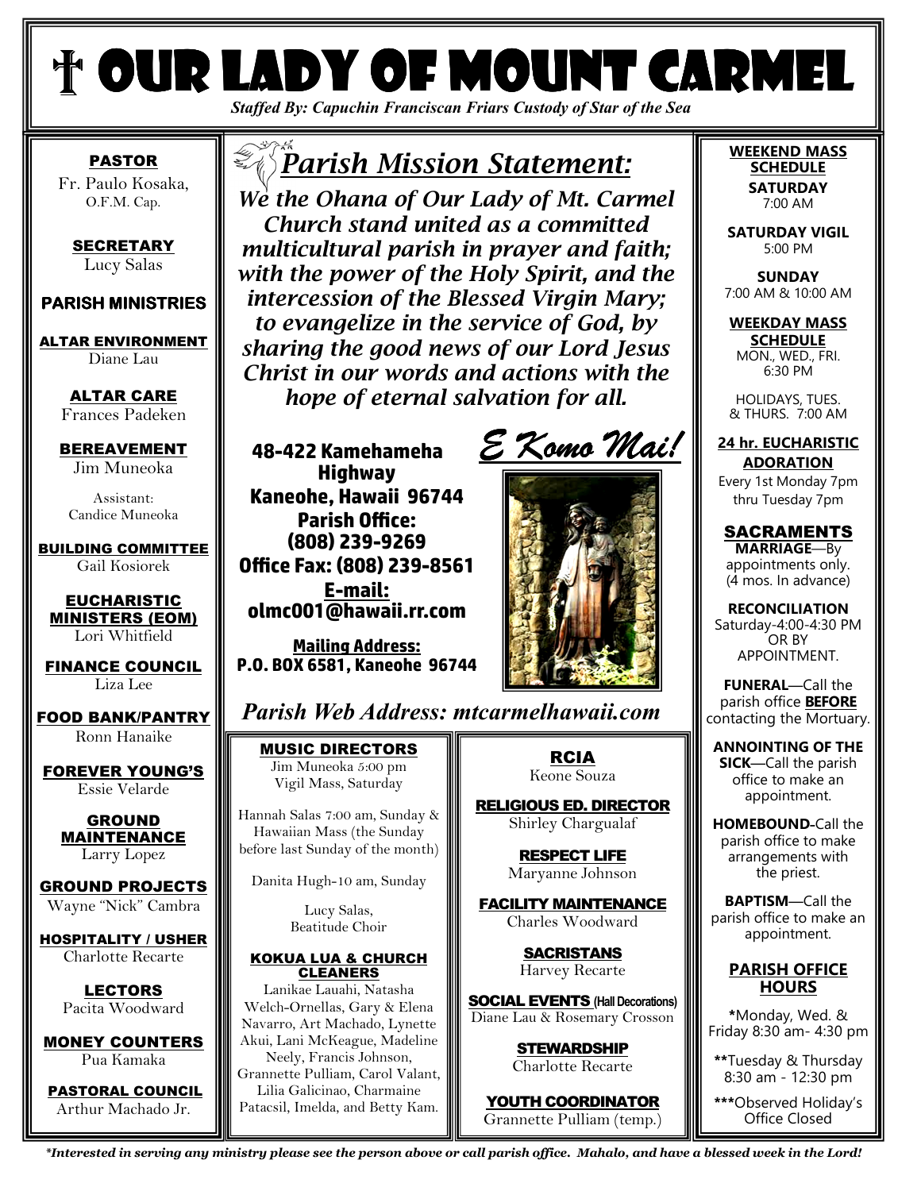# † OUR LADY OF MOUNT CARMEL

***Staffed By: Capuchin Franciscan Friars Custody of Star of the Sea***

## *Parish Mission Statement:*

***We the Ohana of Our Lady of Mt. Carmel Church stand united as a committed multicultural parish in prayer and faith; with the power of the Holy Spirit, and the intercession of the Blessed Virgin Mary; to evangelize in the service of God, by sharing the good news of our Lord Jesus Christ in our words and actions with the hope of eternal salvation for all.***

**48-422 Kamehameha Highway**
**Kaneohe, Hawaii 96744**
**Parish Office: (808) 239-9269**
**Office Fax: (808) 239-8561**
**E-mail: olmc001@hawaii.rr.com**

**Mailing Address:**
**P.O. BOX 6581, Kaneohe 96744**

*E Komo Mai!*

*Parish Web Address: mtcarmelhawaii.com*

**PASTOR**
Fr. Paulo Kosaka, O.F.M. Cap.

**SECRETARY**
Lucy Salas

### PARISH MINISTRIES

**ALTAR ENVIRONMENT**
Diane Lau

**ALTAR CARE**
Frances Padeken

**BEREAVEMENT**
Jim Muneoka
Assistant: Candice Muneoka

**BUILDING COMMITTEE**
Gail Kosiorek

**EUCHARISTIC MINISTERS (EOM)**
Lori Whitfield

**FINANCE COUNCIL**
Liza Lee

**FOOD BANK/PANTRY**
Ronn Hanaike

**FOREVER YOUNG'S**
Essie Velarde

**GROUND MAINTENANCE**
Larry Lopez

**GROUND PROJECTS**
Wayne "Nick" Cambra

**HOSPITALITY / USHER**
Charlotte Recarte

**LECTORS**
Pacita Woodward

**MONEY COUNTERS**
Pua Kamaka

**PASTORAL COUNCIL**
Arthur Machado Jr.

**MUSIC DIRECTORS**
Jim Muneoka 5:00 pm Vigil Mass, Saturday

Hannah Salas 7:00 am, Sunday & Hawaiian Mass (the Sunday before last Sunday of the month)

Danita Hugh-10 am, Sunday

Lucy Salas, Beatitude Choir

**KOKUA LUA & CHURCH CLEANERS**
Lanikae Lauahi, Natasha Welch-Ornellas, Gary & Elena Navarro, Art Machado, Lynette Akui, Lani McKeague, Madeline Neely, Francis Johnson, Grannette Pulliam, Carol Valant, Lilia Galicinao, Charmaine Patacsil, Imelda, and Betty Kam.

**RCIA**
Keone Souza

**RELIGIOUS ED. DIRECTOR**
Shirley Chargualaf

**RESPECT LIFE**
Maryanne Johnson

**FACILITY MAINTENANCE**
Charles Woodward

**SACRISTANS**
Harvey Recarte

**SOCIAL EVENTS (Hall Decorations)**
Diane Lau & Rosemary Crosson

**STEWARDSHIP**
Charlotte Recarte

**YOUTH COORDINATOR**
Grannette Pulliam (temp.)

**WEEKEND MASS SCHEDULE**

**SATURDAY**
7:00 AM

**SATURDAY VIGIL**
5:00 PM

**SUNDAY**
7:00 AM & 10:00 AM

**WEEKDAY MASS SCHEDULE**
MON., WED., FRI.
6:30 PM

HOLIDAYS, TUES. & THURS. 7:00 AM

**24 hr. EUCHARISTIC ADORATION**
Every 1st Monday 7pm thru Tuesday 7pm

**SACRAMENTS**

**MARRIAGE**—By appointments only. (4 mos. In advance)

**RECONCILIATION**
Saturday-4:00-4:30 PM OR BY APPOINTMENT.

**FUNERAL**—Call the parish office **BEFORE** contacting the Mortuary.

**ANNOINTING OF THE SICK**—Call the parish office to make an appointment.

**HOMEBOUND**-Call the parish office to make arrangements with the priest.

**BAPTISM**—Call the parish office to make an appointment.

**PARISH OFFICE HOURS**

***Monday, Wed. & Friday 8:30 am- 4:30 pm

****Tuesday & Thursday 8:30 am - 12:30 pm

*****Observed Holiday's Office Closed

***Interested in serving any ministry please see the person above or call parish office. Mahalo, and have a blessed week in the Lord!***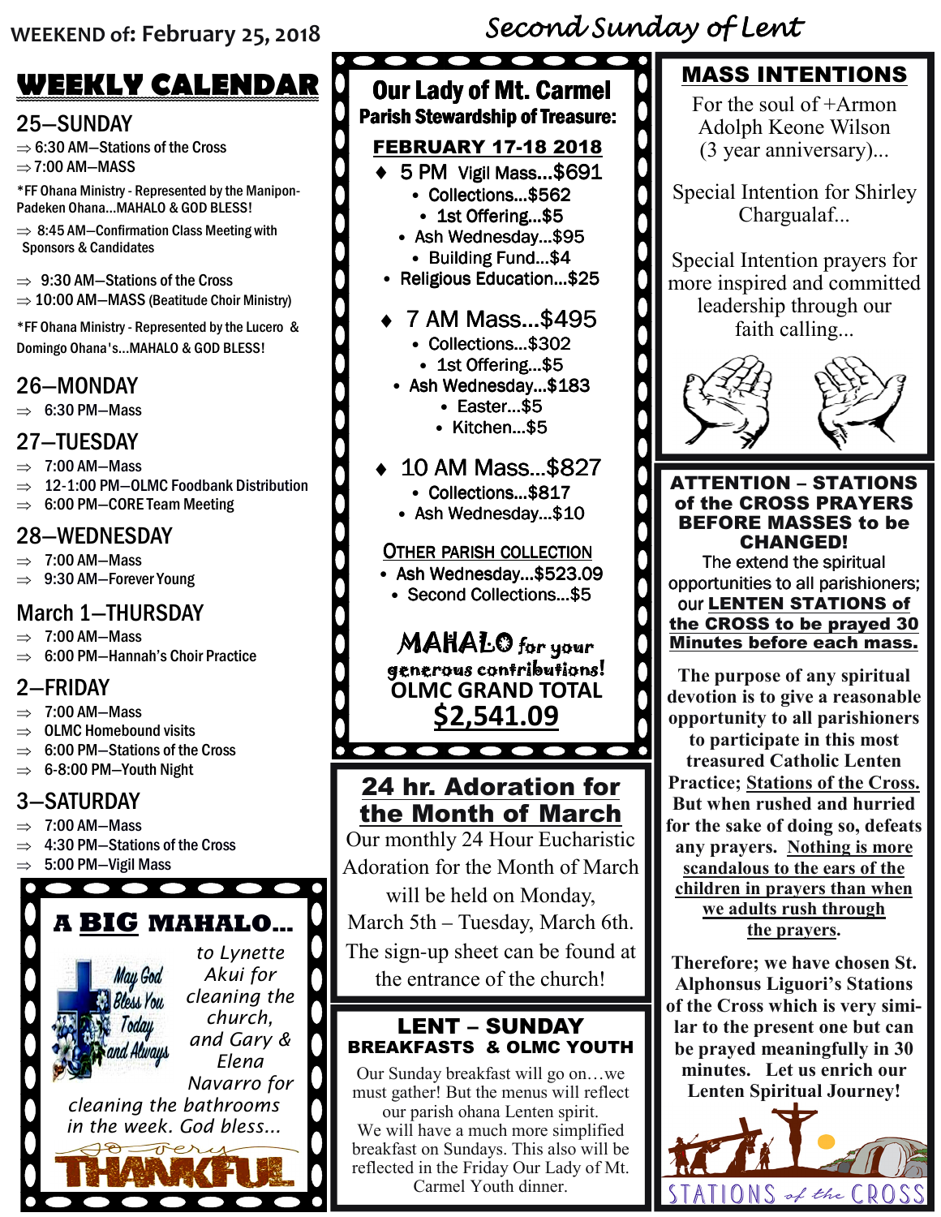WEEKEND of: February 25, 2018

*Second Sunday of Lent*

# WEEKLY CALENDAR

## 25—SUNDAY

- ⇒ 6:30 AM—Stations of the Cross
- ⇒ 7:00 AM—MASS

*FF Ohana Ministry - Represented by the Manipon-Padeken Ohana...MAHALO & GOD BLESS!

- ⇒ 8:45 AM—Confirmation Class Meeting with Sponsors & Candidates
- ⇒ 9:30 AM—Stations of the Cross
- ⇒ 10:00 AM—MASS (Beatitude Choir Ministry)

*FF Ohana Ministry - Represented by the Lucero & Domingo Ohana's...MAHALO & GOD BLESS!

## 26—MONDAY

- ⇒ 6:30 PM—Mass

## 27—TUESDAY

- ⇒ 7:00 AM—Mass
- ⇒ 12-1:00 PM—OLMC Foodbank Distribution
- ⇒ 6:00 PM—CORE Team Meeting

## 28—WEDNESDAY

- ⇒ 7:00 AM—Mass
- ⇒ 9:30 AM—Forever Young

## March 1—THURSDAY

- ⇒ 7:00 AM—Mass
- ⇒ 6:00 PM—Hannah's Choir Practice

## 2—FRIDAY

- ⇒ 7:00 AM—Mass
- ⇒ OLMC Homebound visits
- ⇒ 6:00 PM—Stations of the Cross
- ⇒ 6-8:00 PM—Youth Night

## 3—SATURDAY

- ⇒ 7:00 AM—Mass
- ⇒ 4:30 PM—Stations of the Cross
- ⇒ 5:00 PM—Vigil Mass

## A BIG MAHALO...

*to Lynette Akui for cleaning the church, and Gary & Elena Navarro for cleaning the bathrooms in the week. God bless...*

So very THANKFUL

# Our Lady of Mt. Carmel Parish Stewardship of Treasure:

**FEBRUARY 17-18 2018**

- 5 PM Vigil Mass...$691
  - Collections...$562
  - 1st Offering...$5
  - Ash Wednesday...$95
  - Building Fund...$4
  - Religious Education...$25
- 7 AM Mass...$495
  - Collections...$302
  - 1st Offering...$5
  - Ash Wednesday...$183
  - Easter...$5
  - Kitchen...$5
- 10 AM Mass...$827
  - Collections...$817
  - Ash Wednesday...$10

**OTHER PARISH COLLECTION**

- Ash Wednesday...$523.09
- Second Collections...$5

MAHALO for your generous contributions!

**OLMC GRAND TOTAL**

**$2,541.09**

## 24 hr. Adoration for the Month of March

Our monthly 24 Hour Eucharistic Adoration for the Month of March will be held on Monday, March 5th – Tuesday, March 6th. The sign-up sheet can be found at the entrance of the church!

## LENT – SUNDAY BREAKFASTS & OLMC YOUTH

Our Sunday breakfast will go on…we must gather! But the menus will reflect our parish ohana Lenten spirit. We will have a much more simplified breakfast on Sundays. This also will be reflected in the Friday Our Lady of Mt. Carmel Youth dinner.

## MASS INTENTIONS

For the soul of +Armon Adolph Keone Wilson (3 year anniversary)...

Special Intention for Shirley Chargualaf...

Special Intention prayers for more inspired and committed leadership through our faith calling...

## ATTENTION – STATIONS of the CROSS PRAYERS BEFORE MASSES to be CHANGED!

The extend the spiritual opportunities to all parishioners; our **LENTEN STATIONS of the CROSS to be prayed 30 Minutes before each mass.**

**The purpose of any spiritual devotion is to give a reasonable opportunity to all parishioners to participate in this most treasured Catholic Lenten Practice; Stations of the Cross. But when rushed and hurried for the sake of doing so, defeats any prayers. Nothing is more scandalous to the ears of the children in prayers than when we adults rush through the prayers.**

**Therefore; we have chosen St. Alphonsus Liguori's Stations of the Cross which is very similar to the present one but can be prayed meaningfully in 30 minutes. Let us enrich our Lenten Spiritual Journey!**

STATIONS of the CROSS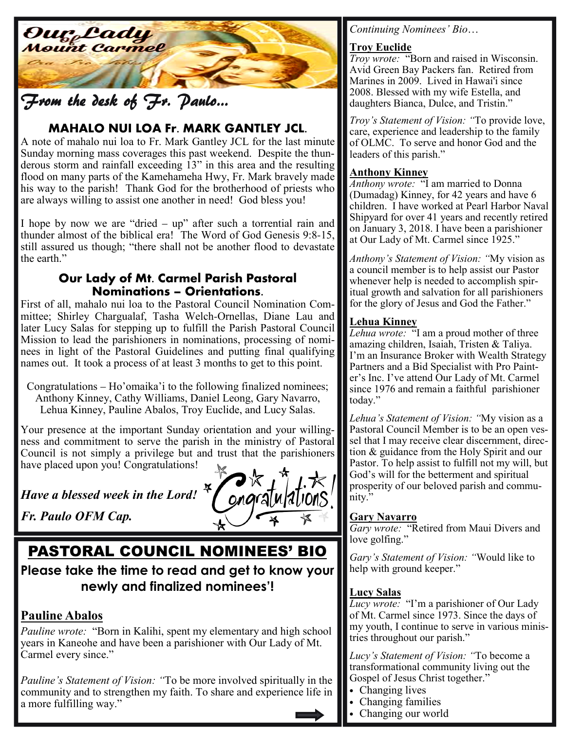Our Lady of Mount Carmel

Ora Pro Nobis

# *From the desk of Fr. Paulo...*

## MAHALO NUI LOA Fr. MARK GANTLEY JCL.

A note of mahalo nui loa to Fr. Mark Gantley JCL for the last minute Sunday morning mass coverages this past weekend. Despite the thunderous storm and rainfall exceeding 13" in this area and the resulting flood on many parts of the Kamehameha Hwy, Fr. Mark bravely made his way to the parish! Thank God for the brotherhood of priests who are always willing to assist one another in need! God bless you!

I hope by now we are "dried – up" after such a torrential rain and thunder almost of the biblical era! The Word of God Genesis 9:8-15, still assured us though; "there shall not be another flood to devastate the earth."

## Our Lady of Mt. Carmel Parish Pastoral Nominations – Orientations.

First of all, mahalo nui loa to the Pastoral Council Nomination Committee; Shirley Chargualaf, Tasha Welch-Ornellas, Diane Lau and later Lucy Salas for stepping up to fulfill the Parish Pastoral Council Mission to lead the parishioners in nominations, processing of nominees in light of the Pastoral Guidelines and putting final qualifying names out. It took a process of at least 3 months to get to this point.

Congratulations – Ho'omaika'i to the following finalized nominees; Anthony Kinney, Cathy Williams, Daniel Leong, Gary Navarro, Lehua Kinney, Pauline Abalos, Troy Euclide, and Lucy Salas.

Your presence at the important Sunday orientation and your willingness and commitment to serve the parish in the ministry of Pastoral Council is not simply a privilege but and trust that the parishioners have placed upon you! Congratulations!

***Have a blessed week in the Lord!***

***Fr. Paulo OFM Cap.***

Congratulations!

# PASTORAL COUNCIL NOMINEES' BIO

### Please take the time to read and get to know your newly and finalized nominees'!

**Pauline Abalos**

*Pauline wrote:* "Born in Kalihi, spent my elementary and high school years in Kaneohe and have been a parishioner with Our Lady of Mt. Carmel every since."

*Pauline's Statement of Vision: "*To be more involved spiritually in the community and to strengthen my faith. To share and experience life in a more fulfilling way."

*Continuing Nominees' Bio…*

**Troy Euclide**

*Troy wrote:* "Born and raised in Wisconsin. Avid Green Bay Packers fan. Retired from Marines in 2009. Lived in Hawai'i since 2008. Blessed with my wife Estella, and daughters Bianca, Dulce, and Tristin."

*Troy's Statement of Vision: "*To provide love, care, experience and leadership to the family of OLMC. To serve and honor God and the leaders of this parish."

**Anthony Kinney**

*Anthony wrote:* "I am married to Donna (Dumadag) Kinney, for 42 years and have 6 children. I have worked at Pearl Harbor Naval Shipyard for over 41 years and recently retired on January 3, 2018. I have been a parishioner at Our Lady of Mt. Carmel since 1925."

*Anthony's Statement of Vision: "*My vision as a council member is to help assist our Pastor whenever help is needed to accomplish spiritual growth and salvation for all parishioners for the glory of Jesus and God the Father."

**Lehua Kinney**

*Lehua wrote:* "I am a proud mother of three amazing children, Isaiah, Tristen & Taliya. I'm an Insurance Broker with Wealth Strategy Partners and a Bid Specialist with Pro Painter's Inc. I've attend Our Lady of Mt. Carmel since 1976 and remain a faithful parishioner today."

*Lehua's Statement of Vision: "*My vision as a Pastoral Council Member is to be an open vessel that I may receive clear discernment, direction & guidance from the Holy Spirit and our Pastor. To help assist to fulfill not my will, but God's will for the betterment and spiritual prosperity of our beloved parish and community."

**Gary Navarro**

*Gary wrote:* "Retired from Maui Divers and love golfing."

*Gary's Statement of Vision: "*Would like to help with ground keeper."

**Lucy Salas**

*Lucy wrote:* "I'm a parishioner of Our Lady of Mt. Carmel since 1973. Since the days of my youth, I continue to serve in various ministries throughout our parish."

*Lucy's Statement of Vision: "*To become a transformational community living out the Gospel of Jesus Christ together."

- Changing lives
- Changing families
- Changing our world